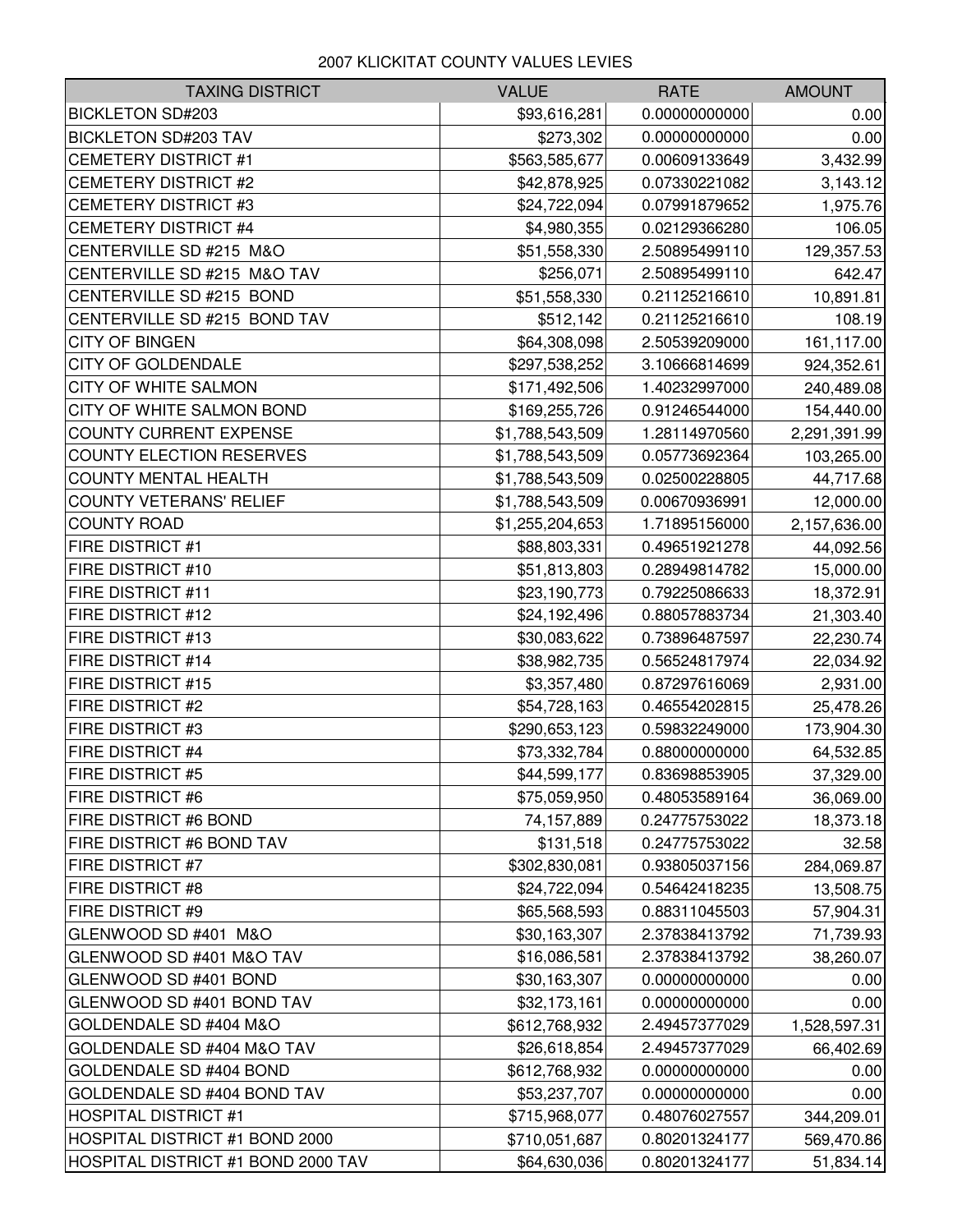# 2007 KLICKITAT COUNTY VALUES LEVIES

| TAXING DISTRICT | VALUE | RATE | AMOUNT |
|---|---|---|---|
| BICKLETON SD#203 | $93,616,281 | 0.00000000000 | 0.00 |
| BICKLETON SD#203 TAV | $273,302 | 0.00000000000 | 0.00 |
| CEMETERY DISTRICT #1 | $563,585,677 | 0.00609133649 | 3,432.99 |
| CEMETERY DISTRICT #2 | $42,878,925 | 0.07330221082 | 3,143.12 |
| CEMETERY DISTRICT #3 | $24,722,094 | 0.07991879652 | 1,975.76 |
| CEMETERY DISTRICT #4 | $4,980,355 | 0.02129366280 | 106.05 |
| CENTERVILLE SD #215 M&O | $51,558,330 | 2.50895499110 | 129,357.53 |
| CENTERVILLE SD #215 M&O TAV | $256,071 | 2.50895499110 | 642.47 |
| CENTERVILLE SD #215 BOND | $51,558,330 | 0.21125216610 | 10,891.81 |
| CENTERVILLE SD #215 BOND TAV | $512,142 | 0.21125216610 | 108.19 |
| CITY OF BINGEN | $64,308,098 | 2.50539209000 | 161,117.00 |
| CITY OF GOLDENDALE | $297,538,252 | 3.10666814699 | 924,352.61 |
| CITY OF WHITE SALMON | $171,492,506 | 1.40232997000 | 240,489.08 |
| CITY OF WHITE SALMON BOND | $169,255,726 | 0.91246544000 | 154,440.00 |
| COUNTY CURRENT EXPENSE | $1,788,543,509 | 1.28114970560 | 2,291,391.99 |
| COUNTY ELECTION RESERVES | $1,788,543,509 | 0.05773692364 | 103,265.00 |
| COUNTY MENTAL HEALTH | $1,788,543,509 | 0.02500228805 | 44,717.68 |
| COUNTY VETERANS' RELIEF | $1,788,543,509 | 0.00670936991 | 12,000.00 |
| COUNTY ROAD | $1,255,204,653 | 1.71895156000 | 2,157,636.00 |
| FIRE DISTRICT #1 | $88,803,331 | 0.49651921278 | 44,092.56 |
| FIRE DISTRICT #10 | $51,813,803 | 0.28949814782 | 15,000.00 |
| FIRE DISTRICT #11 | $23,190,773 | 0.79225086633 | 18,372.91 |
| FIRE DISTRICT #12 | $24,192,496 | 0.88057883734 | 21,303.40 |
| FIRE DISTRICT #13 | $30,083,622 | 0.73896487597 | 22,230.74 |
| FIRE DISTRICT #14 | $38,982,735 | 0.56524817974 | 22,034.92 |
| FIRE DISTRICT #15 | $3,357,480 | 0.87297616069 | 2,931.00 |
| FIRE DISTRICT #2 | $54,728,163 | 0.46554202815 | 25,478.26 |
| FIRE DISTRICT #3 | $290,653,123 | 0.59832249000 | 173,904.30 |
| FIRE DISTRICT #4 | $73,332,784 | 0.88000000000 | 64,532.85 |
| FIRE DISTRICT #5 | $44,599,177 | 0.83698853905 | 37,329.00 |
| FIRE DISTRICT #6 | $75,059,950 | 0.48053589164 | 36,069.00 |
| FIRE DISTRICT #6 BOND | 74,157,889 | 0.24775753022 | 18,373.18 |
| FIRE DISTRICT #6 BOND TAV | $131,518 | 0.24775753022 | 32.58 |
| FIRE DISTRICT #7 | $302,830,081 | 0.93805037156 | 284,069.87 |
| FIRE DISTRICT #8 | $24,722,094 | 0.54642418235 | 13,508.75 |
| FIRE DISTRICT #9 | $65,568,593 | 0.88311045503 | 57,904.31 |
| GLENWOOD SD #401 M&O | $30,163,307 | 2.37838413792 | 71,739.93 |
| GLENWOOD SD #401 M&O TAV | $16,086,581 | 2.37838413792 | 38,260.07 |
| GLENWOOD SD #401 BOND | $30,163,307 | 0.00000000000 | 0.00 |
| GLENWOOD SD #401 BOND TAV | $32,173,161 | 0.00000000000 | 0.00 |
| GOLDENDALE SD #404 M&O | $612,768,932 | 2.49457377029 | 1,528,597.31 |
| GOLDENDALE SD #404 M&O TAV | $26,618,854 | 2.49457377029 | 66,402.69 |
| GOLDENDALE SD #404 BOND | $612,768,932 | 0.00000000000 | 0.00 |
| GOLDENDALE SD #404 BOND TAV | $53,237,707 | 0.00000000000 | 0.00 |
| HOSPITAL DISTRICT #1 | $715,968,077 | 0.48076027557 | 344,209.01 |
| HOSPITAL DISTRICT #1 BOND 2000 | $710,051,687 | 0.80201324177 | 569,470.86 |
| HOSPITAL DISTRICT #1 BOND 2000 TAV | $64,630,036 | 0.80201324177 | 51,834.14 |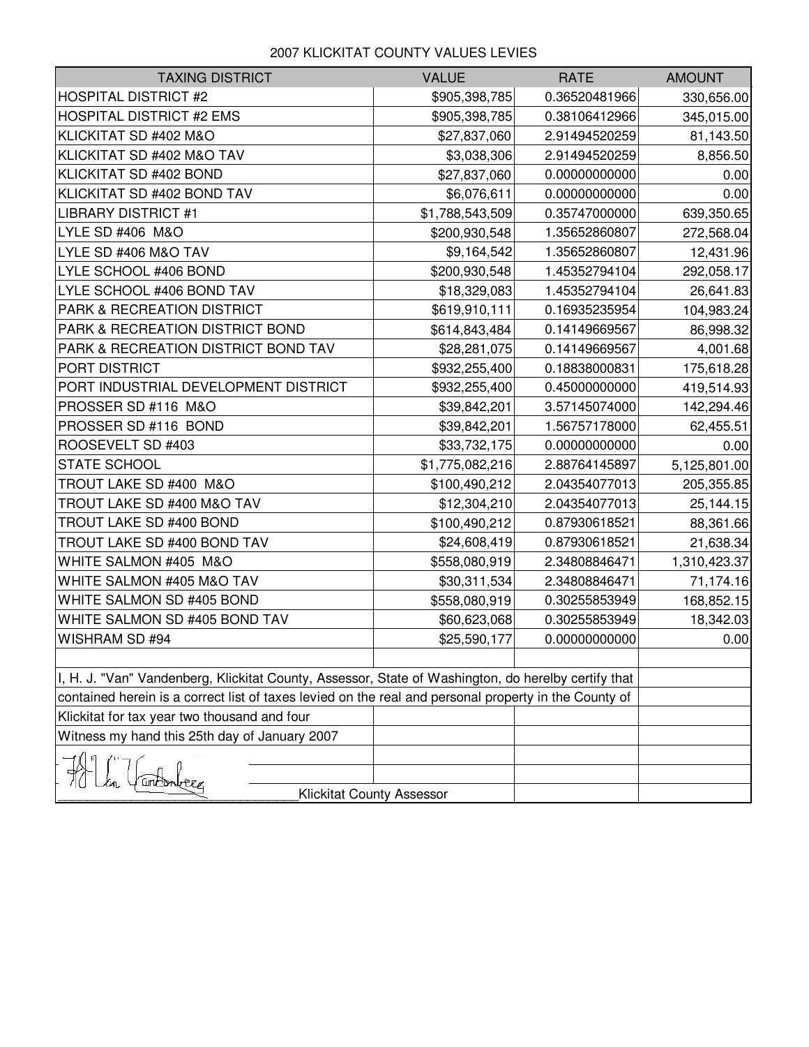2007 KLICKITAT COUNTY VALUES LEVIES

| TAXING DISTRICT | VALUE | RATE | AMOUNT |
| --- | --- | --- | --- |
| HOSPITAL DISTRICT #2 | $905,398,785 | 0.36520481966 | 330,656.00 |
| HOSPITAL DISTRICT #2 EMS | $905,398,785 | 0.38106412966 | 345,015.00 |
| KLICKITAT SD #402 M&O | $27,837,060 | 2.91494520259 | 81,143.50 |
| KLICKITAT SD #402 M&O TAV | $3,038,306 | 2.91494520259 | 8,856.50 |
| KLICKITAT SD #402 BOND | $27,837,060 | 0.00000000000 | 0.00 |
| KLICKITAT SD #402 BOND TAV | $6,076,611 | 0.00000000000 | 0.00 |
| LIBRARY DISTRICT #1 | $1,788,543,509 | 0.35747000000 | 639,350.65 |
| LYLE SD #406 M&O | $200,930,548 | 1.35652860807 | 272,568.04 |
| LYLE SD #406 M&O TAV | $9,164,542 | 1.35652860807 | 12,431.96 |
| LYLE SCHOOL #406 BOND | $200,930,548 | 1.45352794104 | 292,058.17 |
| LYLE SCHOOL #406 BOND TAV | $18,329,083 | 1.45352794104 | 26,641.83 |
| PARK & RECREATION DISTRICT | $619,910,111 | 0.16935235954 | 104,983.24 |
| PARK & RECREATION DISTRICT BOND | $614,843,484 | 0.14149669567 | 86,998.32 |
| PARK & RECREATION DISTRICT BOND TAV | $28,281,075 | 0.14149669567 | 4,001.68 |
| PORT DISTRICT | $932,255,400 | 0.18838000831 | 175,618.28 |
| PORT INDUSTRIAL DEVELOPMENT DISTRICT | $932,255,400 | 0.45000000000 | 419,514.93 |
| PROSSER SD #116 M&O | $39,842,201 | 3.57145074000 | 142,294.46 |
| PROSSER SD #116 BOND | $39,842,201 | 1.56757178000 | 62,455.51 |
| ROOSEVELT SD #403 | $33,732,175 | 0.00000000000 | 0.00 |
| STATE SCHOOL | $1,775,082,216 | 2.88764145897 | 5,125,801.00 |
| TROUT LAKE SD #400 M&O | $100,490,212 | 2.04354077013 | 205,355.85 |
| TROUT LAKE SD #400 M&O TAV | $12,304,210 | 2.04354077013 | 25,144.15 |
| TROUT LAKE SD #400 BOND | $100,490,212 | 0.87930618521 | 88,361.66 |
| TROUT LAKE SD #400 BOND TAV | $24,608,419 | 0.87930618521 | 21,638.34 |
| WHITE SALMON #405 M&O | $558,080,919 | 2.34808846471 | 1,310,423.37 |
| WHITE SALMON #405 M&O TAV | $30,311,534 | 2.34808846471 | 71,174.16 |
| WHITE SALMON SD #405 BOND | $558,080,919 | 0.30255853949 | 168,852.15 |
| WHITE SALMON SD #405 BOND TAV | $60,623,068 | 0.30255853949 | 18,342.03 |
| WISHRAM SD #94 | $25,590,177 | 0.00000000000 | 0.00 |

I, H. J. "Van" Vandenberg, Klickitat County, Assessor, State of Washington, do herelby certify that contained herein is a correct list of taxes levied on the real and personal property in the County of Klickitat for tax year two thousand and four

Witness my hand this 25th day of January 2007

H J Van Vandenberg

_______________________________ Klickitat County Assessor